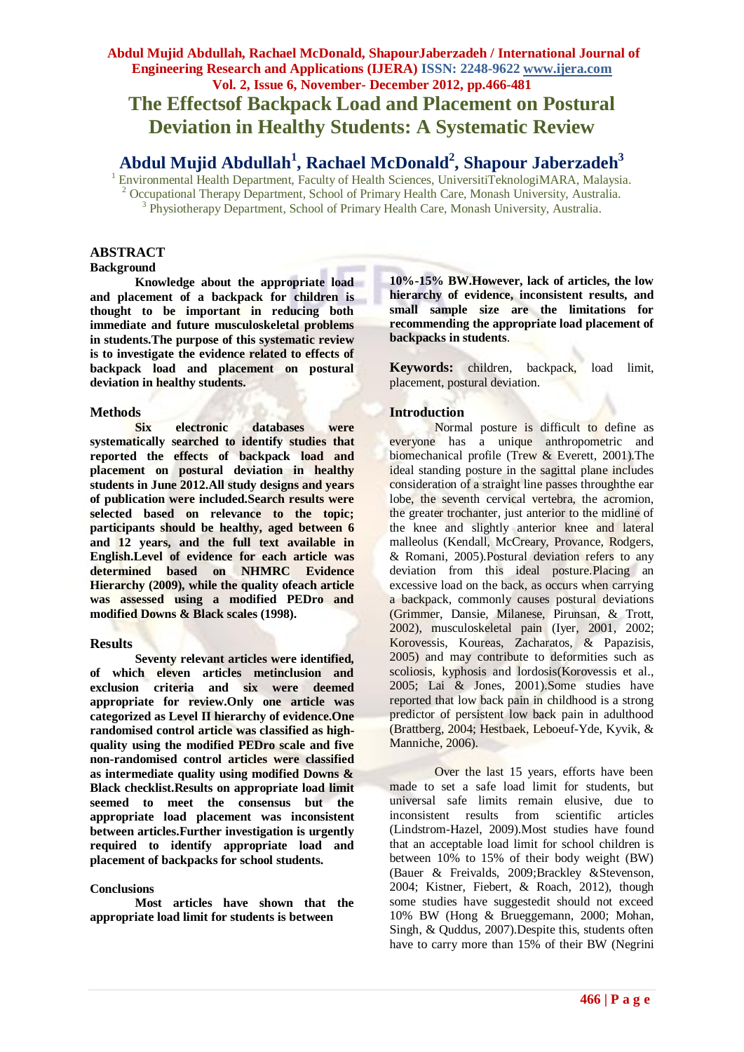# The Effectsof Backpack Load and Placement on Postural Deviation in Healthy Students: A Systematic Review

**Abdul Mujid Abdullah[1], Rachael McDonald[2], Shapour Jaberzadeh[3]**

[1] Environmental Health Department, Faculty of Health Sciences, UniversitiTeknologiMARA, Malaysia.
[2] Occupational Therapy Department, School of Primary Health Care, Monash University, Australia.
[3] Physiotherapy Department, School of Primary Health Care, Monash University, Australia.

## ABSTRACT

### Background

**Knowledge about the appropriate load and placement of a backpack for children is thought to be important in reducing both immediate and future musculoskeletal problems in students.The purpose of this systematic review is to investigate the evidence related to effects of backpack load and placement on postural deviation in healthy students.**

### Methods

**Six electronic databases were systematically searched to identify studies that reported the effects of backpack load and placement on postural deviation in healthy students in June 2012.All study designs and years of publication were included.Search results were selected based on relevance to the topic; participants should be healthy, aged between 6 and 12 years, and the full text available in English.Level of evidence for each article was determined based on NHMRC Evidence Hierarchy (2009), while the quality ofeach article was assessed using a modified PEDro and modified Downs & Black scales (1998).**

### Results

**Seventy relevant articles were identified, of which eleven articles metinclusion and exclusion criteria and six were deemed appropriate for review.Only one article was categorized as Level II hierarchy of evidence.One randomised control article was classified as high-quality using the modified PEDro scale and five non-randomised control articles were classified as intermediate quality using modified Downs & Black checklist.Results on appropriate load limit seemed to meet the consensus but the appropriate load placement was inconsistent between articles.Further investigation is urgently required to identify appropriate load and placement of backpacks for school students.**

### Conclusions

**Most articles have shown that the appropriate load limit for students is between 10%-15% BW.However, lack of articles, the low hierarchy of evidence, inconsistent results, and small sample size are the limitations for recommending the appropriate load placement of backpacks in students**.

**Keywords:** children, backpack, load limit, placement, postural deviation.

## Introduction

Normal posture is difficult to define as everyone has a unique anthropometric and biomechanical profile (Trew & Everett, 2001).The ideal standing posture in the sagittal plane includes consideration of a straight line passes throughthe ear lobe, the seventh cervical vertebra, the acromion, the greater trochanter, just anterior to the midline of the knee and slightly anterior knee and lateral malleolus (Kendall, McCreary, Provance, Rodgers, & Romani, 2005).Postural deviation refers to any deviation from this ideal posture.Placing an excessive load on the back, as occurs when carrying a backpack, commonly causes postural deviations (Grimmer, Dansie, Milanese, Pirunsan, & Trott, 2002), musculoskeletal pain (Iyer, 2001, 2002; Korovessis, Koureas, Zacharatos, & Papazisis, 2005) and may contribute to deformities such as scoliosis, kyphosis and lordosis(Korovessis et al., 2005; Lai & Jones, 2001).Some studies have reported that low back pain in childhood is a strong predictor of persistent low back pain in adulthood (Brattberg, 2004; Hestbaek, Leboeuf-Yde, Kyvik, & Manniche, 2006).

Over the last 15 years, efforts have been made to set a safe load limit for students, but universal safe limits remain elusive, due to inconsistent results from scientific articles (Lindstrom-Hazel, 2009).Most studies have found that an acceptable load limit for school children is between 10% to 15% of their body weight (BW) (Bauer & Freivalds, 2009;Brackley &Stevenson, 2004; Kistner, Fiebert, & Roach, 2012), though some studies have suggestedit should not exceed 10% BW (Hong & Brueggemann, 2000; Mohan, Singh, & Quddus, 2007).Despite this, students often have to carry more than 15% of their BW (Negrini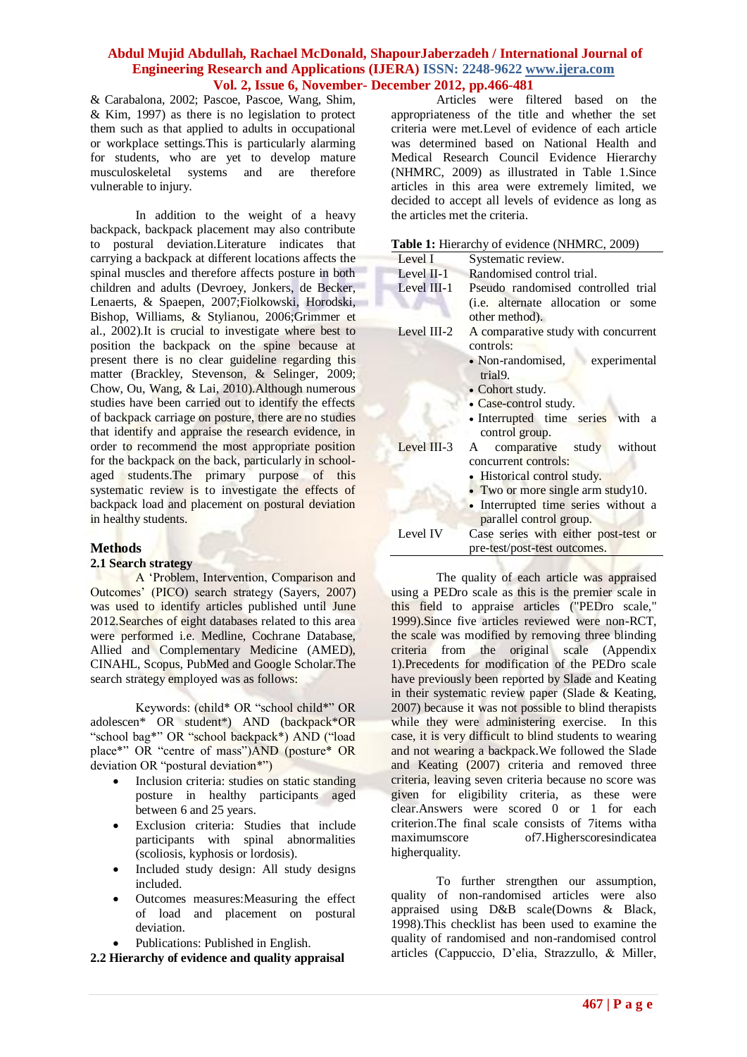& Carabalona, 2002; Pascoe, Pascoe, Wang, Shim, & Kim, 1997) as there is no legislation to protect them such as that applied to adults in occupational or workplace settings.This is particularly alarming for students, who are yet to develop mature musculoskeletal systems and are therefore vulnerable to injury.

In addition to the weight of a heavy backpack, backpack placement may also contribute to postural deviation.Literature indicates that carrying a backpack at different locations affects the spinal muscles and therefore affects posture in both children and adults (Devroey, Jonkers, de Becker, Lenaerts, & Spaepen, 2007;Fiolkowski, Horodski, Bishop, Williams, & Stylianou, 2006;Grimmer et al., 2002).It is crucial to investigate where best to position the backpack on the spine because at present there is no clear guideline regarding this matter (Brackley, Stevenson, & Selinger, 2009; Chow, Ou, Wang, & Lai, 2010).Although numerous studies have been carried out to identify the effects of backpack carriage on posture, there are no studies that identify and appraise the research evidence, in order to recommend the most appropriate position for the backpack on the back, particularly in school-aged students.The primary purpose of this systematic review is to investigate the effects of backpack load and placement on postural deviation in healthy students.

## Methods

### 2.1 Search strategy

A 'Problem, Intervention, Comparison and Outcomes' (PICO) search strategy (Sayers, 2007) was used to identify articles published until June 2012.Searches of eight databases related to this area were performed i.e. Medline, Cochrane Database, Allied and Complementary Medicine (AMED), CINAHL, Scopus, PubMed and Google Scholar.The search strategy employed was as follows:

Keywords: (child* OR "school child*" OR adolescen* OR student*) AND (backpack*OR "school bag*" OR "school backpack*) AND ("load place*" OR "centre of mass")AND (posture* OR deviation OR "postural deviation*")

- Inclusion criteria: studies on static standing posture in healthy participants aged between 6 and 25 years.
- Exclusion criteria: Studies that include participants with spinal abnormalities (scoliosis, kyphosis or lordosis).
- Included study design: All study designs included.
- Outcomes measures:Measuring the effect of load and placement on postural deviation.
- Publications: Published in English.

### 2.2 Hierarchy of evidence and quality appraisal

Articles were filtered based on the appropriateness of the title and whether the set criteria were met.Level of evidence of each article was determined based on National Health and Medical Research Council Evidence Hierarchy (NHMRC, 2009) as illustrated in Table 1.Since articles in this area were extremely limited, we decided to accept all levels of evidence as long as the articles met the criteria.

**Table 1:** Hierarchy of evidence (NHMRC, 2009)

| Level | Description |
|---|---|
| Level I | Systematic review. |
| Level II-1 | Randomised control trial. |
| Level III-1 | Pseudo randomised controlled trial (i.e. alternate allocation or some other method). |
| Level III-2 | A comparative study with concurrent controls: • Non-randomised, experimental trial9. • Cohort study. • Case-control study. • Interrupted time series with a control group. |
| Level III-3 | A comparative study without concurrent controls: • Historical control study. • Two or more single arm study10. • Interrupted time series without a parallel control group. |
| Level IV | Case series with either post-test or pre-test/post-test outcomes. |

The quality of each article was appraised using a PEDro scale as this is the premier scale in this field to appraise articles ("PEDro scale," 1999).Since five articles reviewed were non-RCT, the scale was modified by removing three blinding criteria from the original scale (Appendix 1).Precedents for modification of the PEDro scale have previously been reported by Slade and Keating in their systematic review paper (Slade & Keating, 2007) because it was not possible to blind therapists while they were administering exercise. In this case, it is very difficult to blind students to wearing and not wearing a backpack.We followed the Slade and Keating (2007) criteria and removed three criteria, leaving seven criteria because no score was given for eligibility criteria, as these were clear.Answers were scored 0 or 1 for each criterion.The final scale consists of 7items witha maximumscore of7.Higherscoresindicatea higherquality.

To further strengthen our assumption, quality of non-randomised articles were also appraised using D&B scale(Downs & Black, 1998).This checklist has been used to examine the quality of randomised and non-randomised control articles (Cappuccio, D'elia, Strazzullo, & Miller,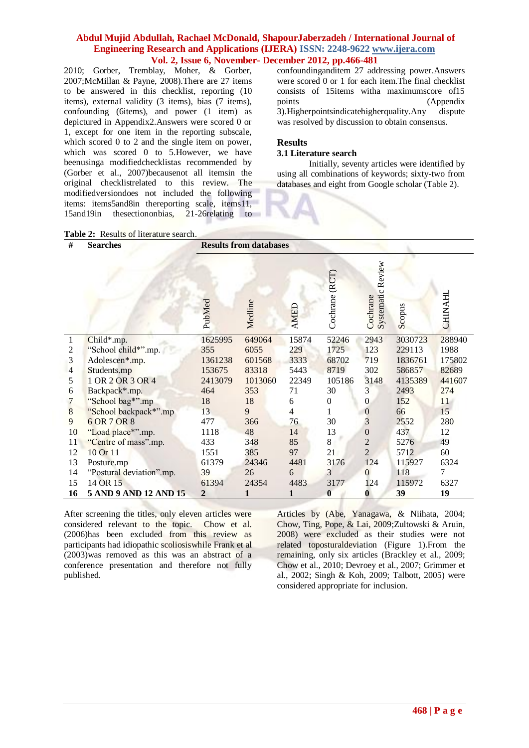2010; Gorber, Tremblay, Moher, & Gorber, 2007;McMillan & Payne, 2008).There are 27 items to be answered in this checklist, reporting (10 items), external validity (3 items), bias (7 items), confounding (6items), and power (1 item) as depictured in Appendix2.Answers were scored 0 or 1, except for one item in the reporting subscale, which scored 0 to 2 and the single item on power, which was scored 0 to 5.However, we have beenusinga modifiedchecklistas recommended by (Gorber et al., 2007)becausenot all itemsin the original checklistrelated to this review. The modifiedversiondoes not included the following items: items5and8in thereporting scale, items11, 15and19in thesectiononbias, 21-26relating to confoundinganditem 27 addressing power.Answers were scored 0 or 1 for each item.The final checklist consists of 15items witha maximumscore of15 points (Appendix 3).Higherpointsindicatehigherquality.Any dispute was resolved by discussion to obtain consensus.

## Results

### 3.1 Literature search

Initially, seventy articles were identified by using all combinations of keywords; sixty-two from databases and eight from Google scholar (Table 2).

**Table 2:** Results of literature search.

| # | Searches | Results from databases | | | | | | |
|---|---|---|---|---|---|---|---|---|
| | | PubMed | Medline | AMED | Cochrane (RCT) | Cochrane Systematic Review | Scopus | CHINAHL |
| 1 | Child*.mp. | 1625995 | 649064 | 15874 | 52246 | 2943 | 3030723 | 288940 |
| 2 | "School child*".mp. | 355 | 6055 | 229 | 1725 | 123 | 229113 | 1988 |
| 3 | Adolescen*.mp. | 1361238 | 601568 | 3333 | 68702 | 719 | 1836761 | 175802 |
| 4 | Students.mp | 153675 | 83318 | 5443 | 8719 | 302 | 586857 | 82689 |
| 5 | 1 OR 2 OR 3 OR 4 | 2413079 | 1013060 | 22349 | 105186 | 3148 | 4135389 | 441607 |
| 6 | Backpack*.mp. | 464 | 353 | 71 | 30 | 3 | 2493 | 274 |
| 7 | "School bag*".mp | 18 | 18 | 6 | 0 | 0 | 152 | 11 |
| 8 | "School backpack*".mp | 13 | 9 | 4 | 1 | 0 | 66 | 15 |
| 9 | 6 OR 7 OR 8 | 477 | 366 | 76 | 30 | 3 | 2552 | 280 |
| 10 | "Load place*".mp. | 1118 | 48 | 14 | 13 | 0 | 437 | 12 |
| 11 | "Centre of mass".mp. | 433 | 348 | 85 | 8 | 2 | 5276 | 49 |
| 12 | 10 Or 11 | 1551 | 385 | 97 | 21 | 2 | 5712 | 60 |
| 13 | Posture.mp | 61379 | 24346 | 4481 | 3176 | 124 | 115927 | 6324 |
| 14 | "Postural deviation".mp. | 39 | 26 | 6 | 3 | 0 | 118 | 7 |
| 15 | 14 OR 15 | 61394 | 24354 | 4483 | 3177 | 124 | 115972 | 6327 |
| **16** | **5 AND 9 AND 12 AND 15** | **2** | **1** | **1** | **0** | **0** | **39** | **19** |

After screening the titles, only eleven articles were considered relevant to the topic. Chow et al. (2006)has been excluded from this review as participants had idiopathic scoliosiswhile Frank et al (2003)was removed as this was an abstract of a conference presentation and therefore not fully published.

Articles by (Abe, Yanagawa, & Niihata, 2004; Chow, Ting, Pope, & Lai, 2009;Zultowski & Aruin, 2008) were excluded as their studies were not related toposturaldeviation (Figure 1).From the remaining, only six articles (Brackley et al., 2009; Chow et al., 2010; Devroey et al., 2007; Grimmer et al., 2002; Singh & Koh, 2009; Talbott, 2005) were considered appropriate for inclusion.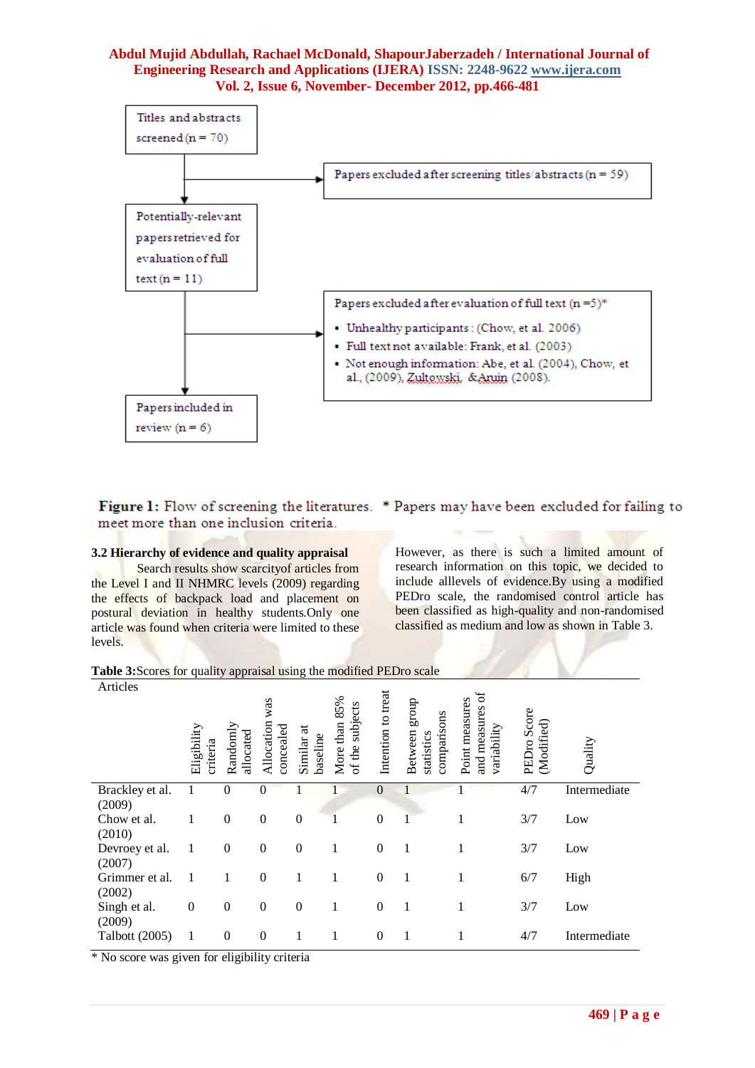Titles and abstracts screened (n = 70)

→ Papers excluded after screening titles/abstracts (n = 59)

Potentially-relevant papers retrieved for evaluation of full text (n = 11)

→ Papers excluded after evaluation of full text (n =5)*

- Unhealthy participants : (Chow, et al. 2006)
- Full text not available: Frank, et al. (2003)
- Not enough information: Abe, et al. (2004), Chow, et al., (2009), Zultowski. &Aruin (2008).

Papers included in review (n = 6)

**Figure 1:** Flow of screening the literatures. * Papers may have been excluded for failing to meet more than one inclusion criteria.

### 3.2 Hierarchy of evidence and quality appraisal

Search results show scarcityof articles from the Level I and II NHMRC levels (2009) regarding the effects of backpack load and placement on postural deviation in healthy students.Only one article was found when criteria were limited to these levels.

However, as there is such a limited amount of research information on this topic, we decided to include alllevels of evidence.By using a modified PEDro scale, the randomised control article has been classified as high-quality and non-randomised classified as medium and low as shown in Table 3.

**Table 3:**Scores for quality appraisal using the modified PEDro scale

| Articles | Eligibility criteria | Randomly allocated | Allocation was concealed | Similar at baseline | More than 85% of the subjects | Intention to treat | Between group statistics comparisons | Point measures and measures of variability | PEDro Score (Modified) | Quality |
|---|---|---|---|---|---|---|---|---|---|---|
| Brackley et al. (2009) | 1 | 0 | 0 | 1 | 1 | 0 | 1 | 1 | 4/7 | Intermediate |
| Chow et al. (2010) | 1 | 0 | 0 | 0 | 1 | 0 | 1 | 1 | 3/7 | Low |
| Devroey et al. (2007) | 1 | 0 | 0 | 0 | 1 | 0 | 1 | 1 | 3/7 | Low |
| Grimmer et al. (2002) | 1 | 1 | 0 | 1 | 1 | 0 | 1 | 1 | 6/7 | High |
| Singh et al. (2009) | 0 | 0 | 0 | 0 | 1 | 0 | 1 | 1 | 3/7 | Low |
| Talbott (2005) | 1 | 0 | 0 | 1 | 1 | 0 | 1 | 1 | 4/7 | Intermediate |

* No score was given for eligibility criteria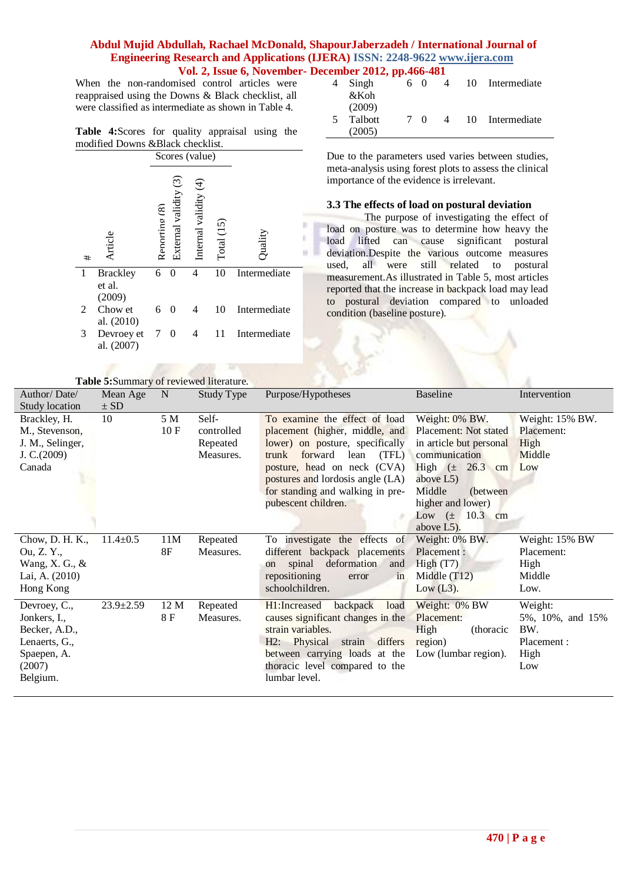When the non-randomised control articles were reappraised using the Downs & Black checklist, all were classified as intermediate as shown in Table 4.

**Table 4:** Scores for quality appraisal using the modified Downs &Black checklist.

| # | Article | Scores (value) | | | | Quality |
|---|---|---|---|---|---|---|
| | | Reporting (8) | External validity (3) | Internal validity (4) | Total (15) | |
| 1 | Brackley et al. (2009) | 6 | 0 | 4 | 10 | Intermediate |
| 2 | Chow et al. (2010) | 6 | 0 | 4 | 10 | Intermediate |
| 3 | Devroey et al. (2007) | 7 | 0 | 4 | 11 | Intermediate |
| 4 | Singh &Koh (2009) | 6 | 0 | 4 | 10 | Intermediate |
| 5 | Talbott (2005) | 7 | 0 | 4 | 10 | Intermediate |

Due to the parameters used varies between studies, meta-analysis using forest plots to assess the clinical importance of the evidence is irrelevant.

### 3.3 The effects of load on postural deviation

The purpose of investigating the effect of load on posture was to determine how heavy the load lifted can cause significant postural deviation.Despite the various outcome measures used, all were still related to postural measurement.As illustrated in Table 5, most articles reported that the increase in backpack load may lead to postural deviation compared to unloaded condition (baseline posture).

**Table 5:** Summary of reviewed literature.

| Author/ Date/ Study location | Mean Age ± SD | N | Study Type | Purpose/Hypotheses | Baseline | Intervention |
|---|---|---|---|---|---|---|
| Brackley, H. M., Stevenson, J. M., Selinger, J. C.(2009) Canada | 10 | 5 M 10 F | Self-controlled Repeated Measures. | To examine the effect of load placement (higher, middle, and lower) on posture, specifically trunk forward lean (TFL) posture, head on neck (CVA) postures and lordosis angle (LA) for standing and walking in pre-pubescent children. | Weight: 0% BW. Placement: Not stated in article but personal communication High (± 26.3 cm above L5) Middle (between higher and lower) Low (± 10.3 cm above L5). | Weight: 15% BW. Placement: High Middle Low |
| Chow, D. H. K., Ou, Z. Y., Wang, X. G., & Lai, A. (2010) Hong Kong | 11.4±0.5 | 11M 8F | Repeated Measures. | To investigate the effects of different backpack placements on spinal deformation and repositioning error in schoolchildren. | Weight: 0% BW. Placement : High (T7) Middle (T12) Low (L3). | Weight: 15% BW Placement: High Middle Low. |
| Devroey, C., Jonkers, I., Becker, A.D., Lenaerts, G., Spaepen, A. (2007) Belgium. | 23.9±2.59 | 12 M 8 F | Repeated Measures. | H1:Increased backpack load causes significant changes in the strain variables. H2: Physical strain differs between carrying loads at the thoracic level compared to the lumbar level. | Weight: 0% BW Placement: High (thoracic region) Low (lumbar region). | Weight: 5%, 10%, and 15% BW. Placement : High Low |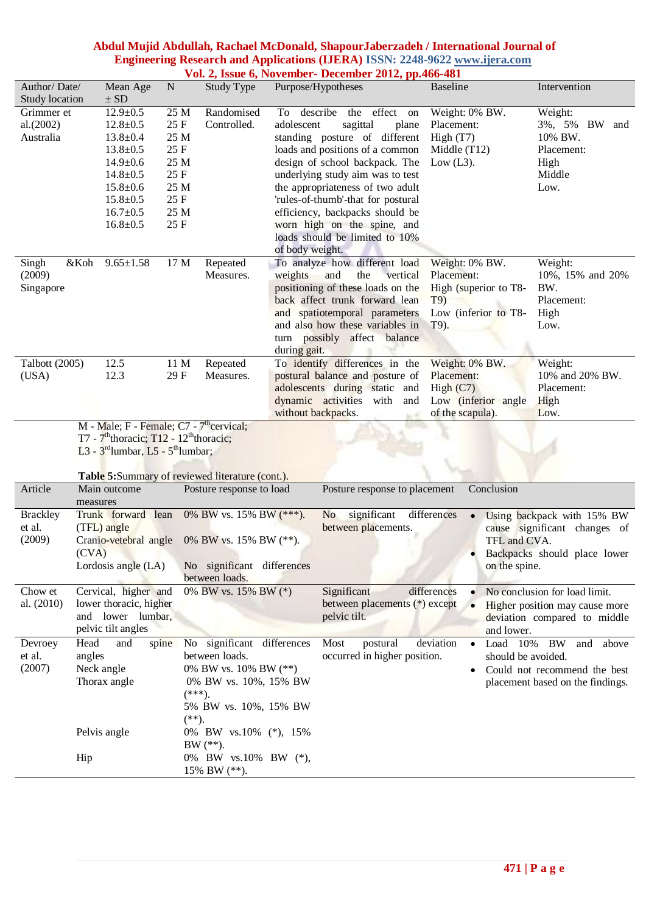| Author/ Date/ Study location | Mean Age ± SD | N | Study Type | Purpose/Hypotheses | Baseline | Intervention |
|---|---|---|---|---|---|---|
| Grimmer et al.(2002) Australia | 12.9±0.5<br>12.8±0.5<br>13.8±0.4<br>13.8±0.5<br>14.9±0.6<br>14.8±0.5<br>15.8±0.6<br>15.8±0.5<br>16.7±0.5<br>16.8±0.5 | 25 M<br>25 F<br>25 M<br>25 F<br>25 M<br>25 F<br>25 M<br>25 F<br>25 M<br>25 F | Randomised Controlled. | To describe the effect on adolescent sagittal plane standing posture of different loads and positions of a common design of school backpack. The underlying study aim was to test the appropriateness of two adult 'rules-of-thumb'-that for postural efficiency, backpacks should be worn high on the spine, and loads should be limited to 10% of body weight. | Weight: 0% BW.<br>Placement:<br>High (T7)<br>Middle (T12)<br>Low (L3). | Weight:<br>3%, 5% BW and 10% BW.<br>Placement:<br>High<br>Middle<br>Low. |
| Singh &Koh (2009) Singapore | 9.65±1.58 | 17 M | Repeated Measures. | To analyze how different load weights and the vertical positioning of these loads on the back affect trunk forward lean and spatiotemporal parameters and also how these variables in turn possibly affect balance during gait. | Weight: 0% BW.<br>Placement:<br>High (superior to T8-T9)<br>Low (inferior to T8-T9). | Weight:<br>10%, 15% and 20% BW.<br>Placement:<br>High<br>Low. |
| Talbott (2005) (USA) | 12.5<br>12.3 | 11 M<br>29 F | Repeated Measures. | To identify differences in the postural balance and posture of adolescents during static and dynamic activities with and without backpacks. | Weight: 0% BW.<br>Placement:<br>High (C7)<br>Low (inferior angle of the scapula). | Weight:<br>10% and 20% BW.<br>Placement:<br>High<br>Low. |

M - Male; F - Female; C7 - 7[th]cervical;
T7 - 7[th]thoracic; T12 - 12[th]thoracic;
L3 - 3[rd]lumbar, L5 - 5[th]lumbar;

**Table 5:**Summary of reviewed literature (cont.).

| Article | Main outcome measures | Posture response to load | Posture response to placement | Conclusion |
|---|---|---|---|---|
| Brackley et al. (2009) | Trunk forward lean (TFL) angle<br>Cranio-vetebral angle (CVA)<br>Lordosis angle (LA) | 0% BW vs. 15% BW (***).<br>0% BW vs. 15% BW (**).<br>No significant differences between loads. | No significant differences between placements. | • Using backpack with 15% BW cause significant changes of TFL and CVA.<br>• Backpacks should place lower on the spine. |
| Chow et al. (2010) | Cervical, higher and lower thoracic, higher and lower lumbar, pelvic tilt angles | 0% BW vs. 15% BW (*) | Significant differences between placements (*) except pelvic tilt. | • No conclusion for load limit.<br>• Higher position may cause more deviation compared to middle and lower. |
| Devroey et al. (2007) | Head and spine angles<br>Neck angle<br>Thorax angle<br><br>Pelvis angle<br><br>Hip | No significant differences between loads.<br>0% BW vs. 10% BW (**)<br>0% BW vs. 10%, 15% BW (***).<br>5% BW vs. 10%, 15% BW (**).<br>0% BW vs.10% (*), 15% BW (**).<br>0% BW vs.10% BW (*), 15% BW (**). | Most postural deviation occurred in higher position. | • Load 10% BW and above should be avoided.<br>• Could not recommend the best placement based on the findings. |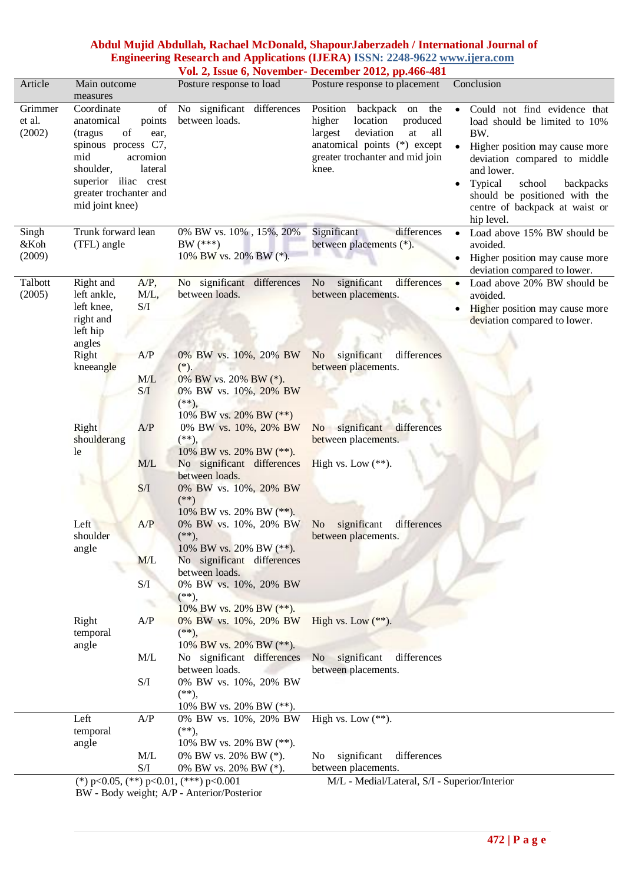| Article | Main outcome measures | | Posture response to load | Posture response to placement | Conclusion |
|---|---|---|---|---|---|
| Grimmer et al. (2002) | Coordinate of anatomical points (tragus of ear, spinous process C7, mid acromion shoulder, lateral superior iliac crest greater trochanter and mid joint knee) | | No significant differences between loads. | Position backpack on the higher location produced largest deviation at all anatomical points (*) except greater trochanter and mid join knee. | • Could not find evidence that load should be limited to 10% BW. • Higher position may cause more deviation compared to middle and lower. • Typical school backpacks should be positioned with the centre of backpack at waist or hip level. |
| Singh &Koh (2009) | Trunk forward lean (TFL) angle | | 0% BW vs. 10% , 15%, 20% BW (***) 10% BW vs. 20% BW (*). | Significant differences between placements (*). | • Load above 15% BW should be avoided. • Higher position may cause more deviation compared to lower. |
| Talbott (2005) | Right and left ankle, left knee, right and left hip angles | A/P, M/L, S/I | No significant differences between loads. | No significant differences between placements. | • Load above 20% BW should be avoided. • Higher position may cause more deviation compared to lower. |
| | Right kneeangle | A/P | 0% BW vs. 10%, 20% BW (*). | No significant differences between placements. | |
| | | M/L | 0% BW vs. 20% BW (*). | | |
| | | S/I | 0% BW vs. 10%, 20% BW (**), 10% BW vs. 20% BW (**) | | |
| | Right shoulderangle | A/P | 0% BW vs. 10%, 20% BW (**), 10% BW vs. 20% BW (**). | No significant differences between placements. | |
| | | M/L | No significant differences between loads. | High vs. Low (**). | |
| | | S/I | 0% BW vs. 10%, 20% BW (**) 10% BW vs. 20% BW (**). | | |
| | Left shoulder angle | A/P | 0% BW vs. 10%, 20% BW (**), 10% BW vs. 20% BW (**). | No significant differences between placements. | |
| | | M/L | No significant differences between loads. | | |
| | | S/I | 0% BW vs. 10%, 20% BW (**), 10% BW vs. 20% BW (**). | | |
| | Right temporal angle | A/P | 0% BW vs. 10%, 20% BW (**), 10% BW vs. 20% BW (**). | High vs. Low (**). | |
| | | M/L | No significant differences between loads. | No significant differences between placements. | |
| | | S/I | 0% BW vs. 10%, 20% BW (**), 10% BW vs. 20% BW (**). | | |
| | Left temporal angle | A/P | 0% BW vs. 10%, 20% BW (**), 10% BW vs. 20% BW (**). | High vs. Low (**). | |
| | | M/L | 0% BW vs. 20% BW (*). | No significant differences between placements. | |
| | | S/I | 0% BW vs. 20% BW (*). | | |

(*) $p<0.05$, (**) $p<0.01$, (***) $p<0.001$ M/L - Medial/Lateral, S/I - Superior/Interior
BW - Body weight; A/P - Anterior/Posterior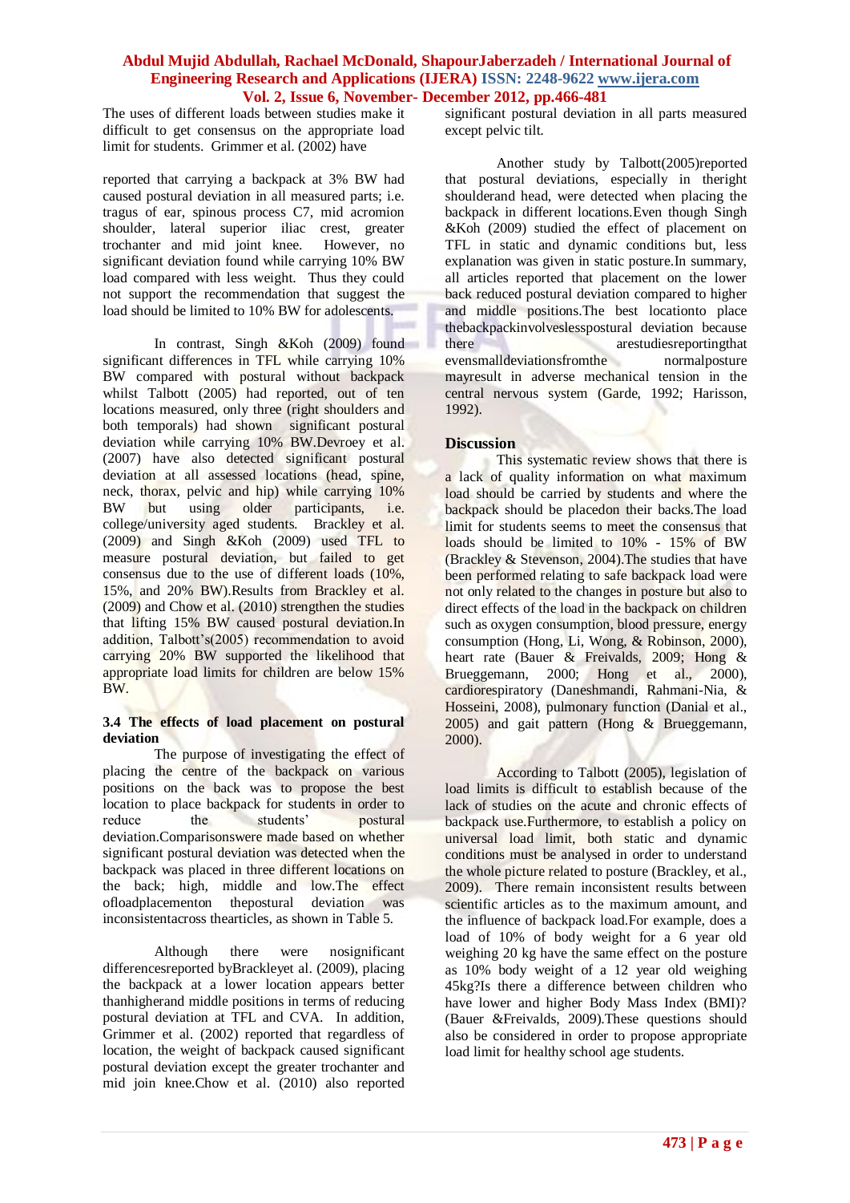The uses of different loads between studies make it difficult to get consensus on the appropriate load limit for students. Grimmer et al. (2002) have

reported that carrying a backpack at 3% BW had caused postural deviation in all measured parts; i.e. tragus of ear, spinous process C7, mid acromion shoulder, lateral superior iliac crest, greater trochanter and mid joint knee. However, no significant deviation found while carrying 10% BW load compared with less weight. Thus they could not support the recommendation that suggest the load should be limited to 10% BW for adolescents.

In contrast, Singh &Koh (2009) found significant differences in TFL while carrying 10% BW compared with postural without backpack whilst Talbott (2005) had reported, out of ten locations measured, only three (right shoulders and both temporals) had shown significant postural deviation while carrying 10% BW.Devroey et al. (2007) have also detected significant postural deviation at all assessed locations (head, spine, neck, thorax, pelvic and hip) while carrying 10% BW but using older participants, i.e. college/university aged students. Brackley et al. (2009) and Singh &Koh (2009) used TFL to measure postural deviation, but failed to get consensus due to the use of different loads (10%, 15%, and 20% BW).Results from Brackley et al. (2009) and Chow et al. (2010) strengthen the studies that lifting 15% BW caused postural deviation.In addition, Talbott's(2005) recommendation to avoid carrying 20% BW supported the likelihood that appropriate load limits for children are below 15% BW.

### 3.4 The effects of load placement on postural deviation

The purpose of investigating the effect of placing the centre of the backpack on various positions on the back was to propose the best location to place backpack for students in order to reduce the students' postural deviation.Comparisonswere made based on whether significant postural deviation was detected when the backpack was placed in three different locations on the back; high, middle and low.The effect ofloadplacementon thepostural deviation was inconsistentacross thearticles, as shown in Table 5.

Although there were nosignificant differencesreported byBrackleyet al. (2009), placing the backpack at a lower location appears better thanhigherand middle positions in terms of reducing postural deviation at TFL and CVA. In addition, Grimmer et al. (2002) reported that regardless of location, the weight of backpack caused significant postural deviation except the greater trochanter and mid join knee.Chow et al. (2010) also reported significant postural deviation in all parts measured except pelvic tilt.

Another study by Talbott(2005)reported that postural deviations, especially in theright shoulderand head, were detected when placing the backpack in different locations.Even though Singh &Koh (2009) studied the effect of placement on TFL in static and dynamic conditions but, less explanation was given in static posture.In summary, all articles reported that placement on the lower back reduced postural deviation compared to higher and middle positions.The best locationto place thebackpackinvolveslesspostural deviation because there arestudiesreportingthat evensmalldeviationsfromthe normalposture mayresult in adverse mechanical tension in the central nervous system (Garde, 1992; Harisson, 1992).

## Discussion

This systematic review shows that there is a lack of quality information on what maximum load should be carried by students and where the backpack should be placedon their backs.The load limit for students seems to meet the consensus that loads should be limited to 10% - 15% of BW (Brackley & Stevenson, 2004).The studies that have been performed relating to safe backpack load were not only related to the changes in posture but also to direct effects of the load in the backpack on children such as oxygen consumption, blood pressure, energy consumption (Hong, Li, Wong, & Robinson, 2000), heart rate (Bauer & Freivalds, 2009; Hong & Brueggemann, 2000; Hong et al., 2000), cardiorespiratory (Daneshmandi, Rahmani-Nia, & Hosseini, 2008), pulmonary function (Danial et al., 2005) and gait pattern (Hong & Brueggemann, 2000).

According to Talbott (2005), legislation of load limits is difficult to establish because of the lack of studies on the acute and chronic effects of backpack use.Furthermore, to establish a policy on universal load limit, both static and dynamic conditions must be analysed in order to understand the whole picture related to posture (Brackley, et al., 2009). There remain inconsistent results between scientific articles as to the maximum amount, and the influence of backpack load.For example, does a load of 10% of body weight for a 6 year old weighing 20 kg have the same effect on the posture as 10% body weight of a 12 year old weighing 45kg?Is there a difference between children who have lower and higher Body Mass Index (BMI)? (Bauer &Freivalds, 2009).These questions should also be considered in order to propose appropriate load limit for healthy school age students.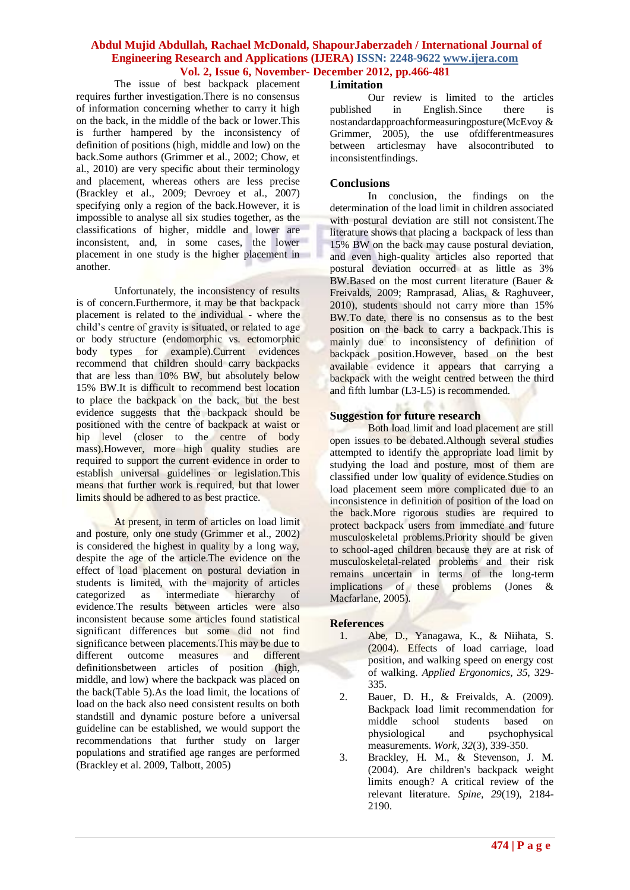The issue of best backpack placement requires further investigation.There is no consensus of information concerning whether to carry it high on the back, in the middle of the back or lower.This is further hampered by the inconsistency of definition of positions (high, middle and low) on the back.Some authors (Grimmer et al., 2002; Chow, et al., 2010) are very specific about their terminology and placement, whereas others are less precise (Brackley et al., 2009; Devroey et al., 2007) specifying only a region of the back.However, it is impossible to analyse all six studies together, as the classifications of higher, middle and lower are inconsistent, and, in some cases, the lower placement in one study is the higher placement in another.

Unfortunately, the inconsistency of results is of concern.Furthermore, it may be that backpack placement is related to the individual - where the child's centre of gravity is situated, or related to age or body structure (endomorphic vs. ectomorphic body types for example).Current evidences recommend that children should carry backpacks that are less than 10% BW, but absolutely below 15% BW.It is difficult to recommend best location to place the backpack on the back, but the best evidence suggests that the backpack should be positioned with the centre of backpack at waist or hip level (closer to the centre of body mass).However, more high quality studies are required to support the current evidence in order to establish universal guidelines or legislation.This means that further work is required, but that lower limits should be adhered to as best practice.

At present, in term of articles on load limit and posture, only one study (Grimmer et al., 2002) is considered the highest in quality by a long way, despite the age of the article.The evidence on the effect of load placement on postural deviation in students is limited, with the majority of articles categorized as intermediate hierarchy of evidence.The results between articles were also inconsistent because some articles found statistical significant differences but some did not find significance between placements.This may be due to different outcome measures and different definitionsbetween articles of position (high, middle, and low) where the backpack was placed on the back(Table 5).As the load limit, the locations of load on the back also need consistent results on both standstill and dynamic posture before a universal guideline can be established, we would support the recommendations that further study on larger populations and stratified age ranges are performed (Brackley et al. 2009, Talbott, 2005)

## Limitation

Our review is limited to the articles published in English.Since there is nostandardapproachformeasuringposture(McEvoy & Grimmer, 2005), the use ofdifferentmeasures between articlesmay have alsocontributed to inconsistentfindings.

## Conclusions

In conclusion, the findings on the determination of the load limit in children associated with postural deviation are still not consistent.The literature shows that placing a backpack of less than 15% BW on the back may cause postural deviation, and even high-quality articles also reported that postural deviation occurred at as little as 3% BW.Based on the most current literature (Bauer & Freivalds, 2009; Ramprasad, Alias, & Raghuveer, 2010), students should not carry more than 15% BW.To date, there is no consensus on the best position on the back to carry a backpack.This is mainly due to inconsistency of definition of backpack position.However, based on the best available evidence it appears that carrying a backpack with the weight centred between the third and fifth lumbar (L3-L5) is recommended.

## Suggestion for future research

Both load limit and load placement are still open issues to be debated.Although several studies attempted to identify the appropriate load limit by studying the load and posture, most of them are classified under low quality of evidence.Studies on load placement seem more complicated due to an inconsistence in definition of position of the load on the back.More rigorous studies are required to protect backpack users from immediate and future musculoskeletal problems.Priority should be given to school-aged children because they are at risk of musculoskeletal-related problems and their risk remains uncertain in terms of the long-term implications of these problems (Jones & Macfarlane, 2005).

## References

1. Abe, D., Yanagawa, K., & Niihata, S. (2004). Effects of load carriage, load position, and walking speed on energy cost of walking. *Applied Ergonomics, 35,* 329-335.
2. Bauer, D. H., & Freivalds, A. (2009). Backpack load limit recommendation for middle school students based on physiological and psychophysical measurements. *Work, 32*(3), 339-350.
3. Brackley, H. M., & Stevenson, J. M. (2004). Are children's backpack weight limits enough? A critical review of the relevant literature. *Spine, 29*(19), 2184-2190.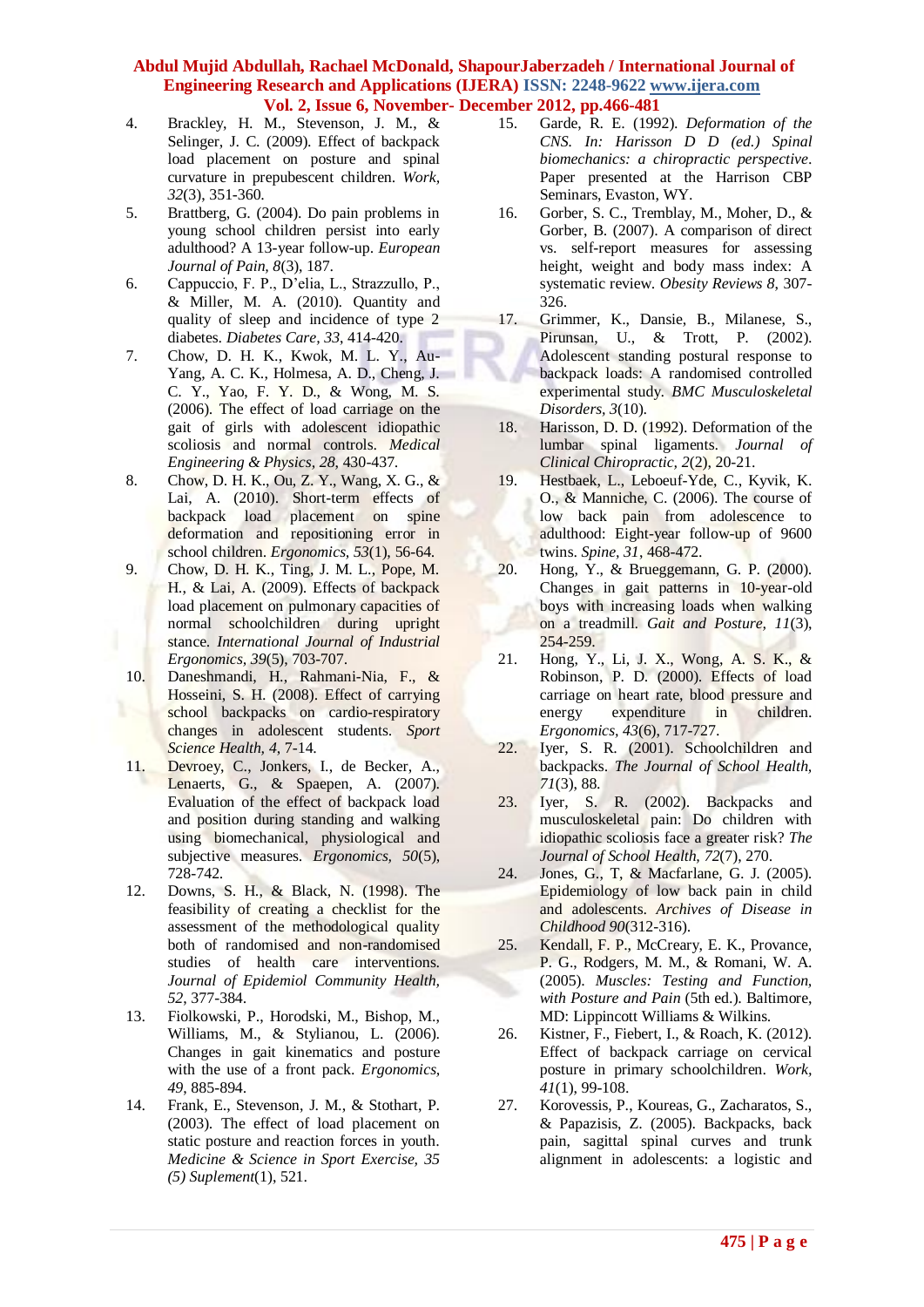4. Brackley, H. M., Stevenson, J. M., & Selinger, J. C. (2009). Effect of backpack load placement on posture and spinal curvature in prepubescent children. *Work, 32*(3), 351-360.
5. Brattberg, G. (2004). Do pain problems in young school children persist into early adulthood? A 13-year follow-up. *European Journal of Pain, 8*(3), 187.
6. Cappuccio, F. P., D'elia, L., Strazzullo, P., & Miller, M. A. (2010). Quantity and quality of sleep and incidence of type 2 diabetes. *Diabetes Care, 33*, 414-420.
7. Chow, D. H. K., Kwok, M. L. Y., Au-Yang, A. C. K., Holmesa, A. D., Cheng, J. C. Y., Yao, F. Y. D., & Wong, M. S. (2006). The effect of load carriage on the gait of girls with adolescent idiopathic scoliosis and normal controls. *Medical Engineering & Physics, 28*, 430-437.
8. Chow, D. H. K., Ou, Z. Y., Wang, X. G., & Lai, A. (2010). Short-term effects of backpack load placement on spine deformation and repositioning error in school children. *Ergonomics, 53*(1), 56-64.
9. Chow, D. H. K., Ting, J. M. L., Pope, M. H., & Lai, A. (2009). Effects of backpack load placement on pulmonary capacities of normal schoolchildren during upright stance. *International Journal of Industrial Ergonomics, 39*(5), 703-707.
10. Daneshmandi, H., Rahmani-Nia, F., & Hosseini, S. H. (2008). Effect of carrying school backpacks on cardio-respiratory changes in adolescent students. *Sport Science Health, 4*, 7-14.
11. Devroey, C., Jonkers, I., de Becker, A., Lenaerts, G., & Spaepen, A. (2007). Evaluation of the effect of backpack load and position during standing and walking using biomechanical, physiological and subjective measures. *Ergonomics, 50*(5), 728-742.
12. Downs, S. H., & Black, N. (1998). The feasibility of creating a checklist for the assessment of the methodological quality both of randomised and non-randomised studies of health care interventions. *Journal of Epidemiol Community Health, 52*, 377-384.
13. Fiolkowski, P., Horodski, M., Bishop, M., Williams, M., & Stylianou, L. (2006). Changes in gait kinematics and posture with the use of a front pack. *Ergonomics, 49*, 885-894.
14. Frank, E., Stevenson, J. M., & Stothart, P. (2003). The effect of load placement on static posture and reaction forces in youth. *Medicine & Science in Sport Exercise, 35 (5) Suplement*(1), 521.
15. Garde, R. E. (1992). *Deformation of the CNS. In: Harisson D D (ed.) Spinal biomechanics: a chiropractic perspective.* Paper presented at the Harrison CBP Seminars, Evaston, WY.
16. Gorber, S. C., Tremblay, M., Moher, D., & Gorber, B. (2007). A comparison of direct vs. self-report measures for assessing height, weight and body mass index: A systematic review. *Obesity Reviews 8*, 307-326.
17. Grimmer, K., Dansie, B., Milanese, S., Pirunsan, U., & Trott, P. (2002). Adolescent standing postural response to backpack loads: A randomised controlled experimental study. *BMC Musculoskeletal Disorders, 3*(10).
18. Harisson, D. D. (1992). Deformation of the lumbar spinal ligaments. *Journal of Clinical Chiropractic, 2*(2), 20-21.
19. Hestbaek, L., Leboeuf-Yde, C., Kyvik, K. O., & Manniche, C. (2006). The course of low back pain from adolescence to adulthood: Eight-year follow-up of 9600 twins. *Spine, 31*, 468-472.
20. Hong, Y., & Brueggemann, G. P. (2000). Changes in gait patterns in 10-year-old boys with increasing loads when walking on a treadmill. *Gait and Posture, 11*(3), 254-259.
21. Hong, Y., Li, J. X., Wong, A. S. K., & Robinson, P. D. (2000). Effects of load carriage on heart rate, blood pressure and energy expenditure in children. *Ergonomics, 43*(6), 717-727.
22. Iyer, S. R. (2001). Schoolchildren and backpacks. *The Journal of School Health, 71*(3), 88.
23. Iyer, S. R. (2002). Backpacks and musculoskeletal pain: Do children with idiopathic scoliosis face a greater risk? *The Journal of School Health, 72*(7), 270.
24. Jones, G., T, & Macfarlane, G. J. (2005). Epidemiology of low back pain in child and adolescents. *Archives of Disease in Childhood 90*(312-316).
25. Kendall, F. P., McCreary, E. K., Provance, P. G., Rodgers, M. M., & Romani, W. A. (2005). *Muscles: Testing and Function, with Posture and Pain* (5th ed.). Baltimore, MD: Lippincott Williams & Wilkins.
26. Kistner, F., Fiebert, I., & Roach, K. (2012). Effect of backpack carriage on cervical posture in primary schoolchildren. *Work, 41*(1), 99-108.
27. Korovessis, P., Koureas, G., Zacharatos, S., & Papazisis, Z. (2005). Backpacks, back pain, sagittal spinal curves and trunk alignment in adolescents: a logistic and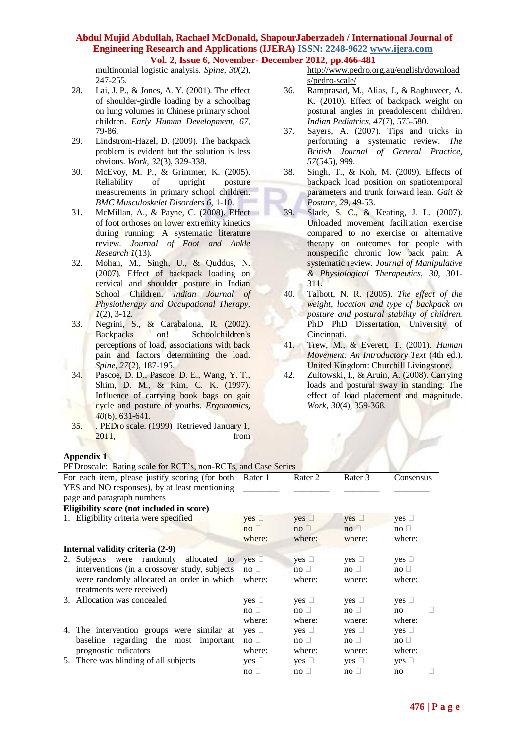multinomial logistic analysis. *Spine, 30*(2), 247-255.

28. Lai, J. P., & Jones, A. Y. (2001). The effect of shoulder-girdle loading by a schoolbag on lung volumes in Chinese primary school children. *Early Human Development, 67*, 79-86.
29. Lindstrom-Hazel, D. (2009). The backpack problem is evident but the solution is less obvious. *Work, 32*(3), 329-338.
30. McEvoy, M. P., & Grimmer, K. (2005). Reliability of upright posture measurements in primary school children. *BMC Musculoskelet Disorders 6*, 1-10.
31. McMillan, A., & Payne, C. (2008). Effect of foot orthoses on lower extremity kinetics during running: A systematic literature review. *Journal of Foot and Ankle Research 1*(13).
32. Mohan, M., Singh, U., & Quddus, N. (2007). Effect of backpack loading on cervical and shoulder posture in Indian School Children. *Indian Journal of Physiotherapy and Occupational Therapy, 1*(2), 3-12.
33. Negrini, S., & Carabalona, R. (2002). Backpacks on! Schoolchildren's perceptions of load, associations with back pain and factors determining the load. *Spine, 27*(2), 187-195.
34. Pascoe, D. D., Pascoe, D. E., Wang, Y. T., Shim, D. M., & Kim, C. K. (1997). Influence of carrying book bags on gait cycle and posture of youths. *Ergonomics, 40*(6), 631-641.
35. . PEDro scale. (1999) Retrieved January 1, 2011, from http://www.pedro.org.au/english/downloads/pedro-scale/
36. Ramprasad, M., Alias, J., & Raghuveer, A. K. (2010). Effect of backpack weight on postural angles in preadolescent children. *Indian Pediatrics, 47*(7), 575-580.
37. Sayers, A. (2007). Tips and tricks in performing a systematic review. *The British Journal of General Practice, 57*(545), 999.
38. Singh, T., & Koh, M. (2009). Effects of backpack load position on spatiotemporal parameters and trunk forward lean. *Gait & Posture, 29*, 49-53.
39. Slade, S. C., & Keating, J. L. (2007). Unloaded movement facilitation exercise compared to no exercise or alternative therapy on outcomes for people with nonspecific chronic low back pain: A systematic review. *Journal of Manipulative & Physiological Therapeutics, 30*, 301-311.
40. Talbott, N. R. (2005). *The effect of the weight, location and type of backpack on posture and postural stability of children.* PhD PhD Dissertation, University of Cincinnati.
41. Trew, M., & Everett, T. (2001). *Human Movement: An Introductory Text* (4th ed.). United Kingdom: Churchill Livingstone.
42. Zultowski, I., & Aruin, A. (2008). Carrying loads and postural sway in standing: The effect of load placement and magnitude. *Work, 30*(4), 359-368.

**Appendix 1**

PEDroscale: Rating scale for RCT's, non-RCTs, and Case Series

| For each item, please justify scoring (for both YES and NO responses), by at least mentioning page and paragraph numbers | Rater 1 ________ | Rater 2 ________ | Rater 3 ________ | Consensus ________ |
|---|---|---|---|---|
| **Eligibility score (not included in score)** | | | | |
| 1. Eligibility criteria were specified | yes □ no □ where: | yes □ no □ where: | yes □ no □ where: | yes □ no □ where: |
| **Internal validity criteria (2-9)** | | | | |
| 2. Subjects were randomly allocated to interventions (in a crossover study, subjects were randomly allocated an order in which treatments were received) | yes □ no □ where: | yes □ no □ where: | yes □ no □ where: | yes □ no □ where: |
| 3. Allocation was concealed | yes □ no □ where: | yes □ no □ where: | yes □ no □ where: | yes □ no □ where: |
| 4. The intervention groups were similar at baseline regarding the most important prognostic indicators | yes □ no □ where: | yes □ no □ where: | yes □ no □ where: | yes □ no □ where: |
| 5. There was blinding of all subjects | yes □ no □ | yes □ no □ | yes □ no □ | yes □ no □ |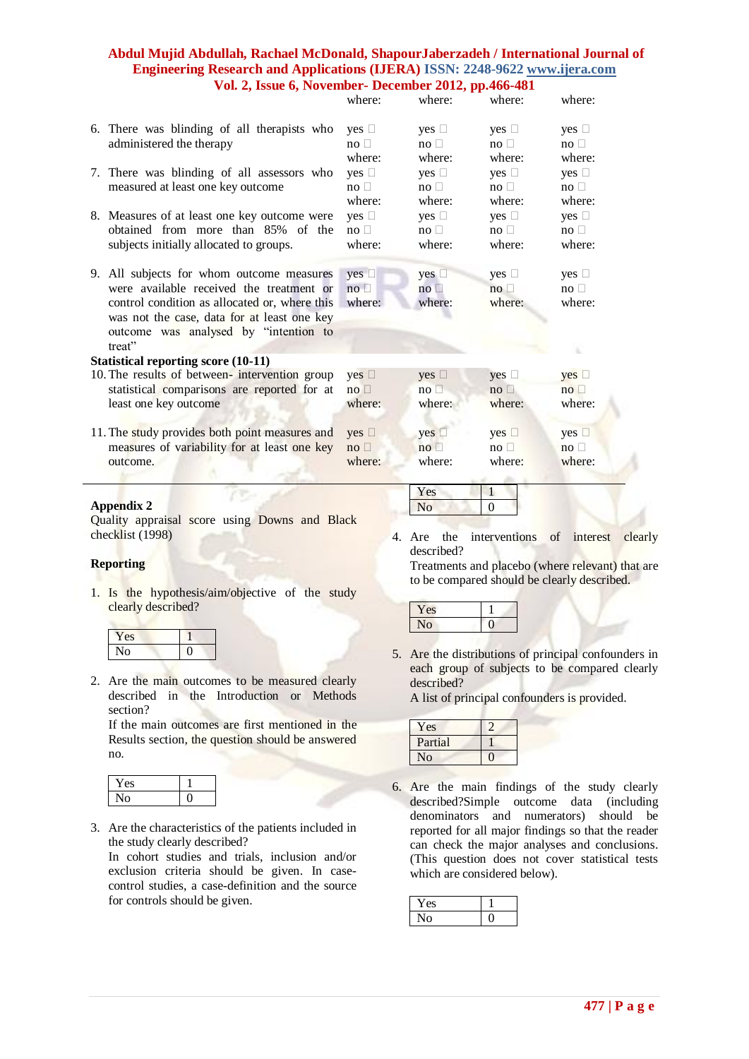| | | | | |
|---|---|---|---|---|
| | where: | where: | where: | where: |
| 6. There was blinding of all therapists who administered the therapy | yes ☐<br>no ☐<br>where: | yes ☐<br>no ☐<br>where: | yes ☐<br>no ☐<br>where: | yes ☐<br>no ☐<br>where: |
| 7. There was blinding of all assessors who measured at least one key outcome | yes ☐<br>no ☐<br>where: | yes ☐<br>no ☐<br>where: | yes ☐<br>no ☐<br>where: | yes ☐<br>no ☐<br>where: |
| 8. Measures of at least one key outcome were obtained from more than 85% of the subjects initially allocated to groups. | yes ☐<br>no ☐<br>where: | yes ☐<br>no ☐<br>where: | yes ☐<br>no ☐<br>where: | yes ☐<br>no ☐<br>where: |
| 9. All subjects for whom outcome measures were available received the treatment or control condition as allocated or, where this was not the case, data for at least one key outcome was analysed by "intention to treat" | yes ☐<br>no ☐<br>where: | yes ☐<br>no ☐<br>where: | yes ☐<br>no ☐<br>where: | yes ☐<br>no ☐<br>where: |
| **Statistical reporting score (10-11)** | | | | |
| 10. The results of between- intervention group statistical comparisons are reported for at least one key outcome | yes ☐<br>no ☐<br>where: | yes ☐<br>no ☐<br>where: | yes ☐<br>no ☐<br>where: | yes ☐<br>no ☐<br>where: |
| 11. The study provides both point measures and measures of variability for at least one key outcome. | yes ☐<br>no ☐<br>where: | yes ☐<br>no ☐<br>where: | yes ☐<br>no ☐<br>where: | yes ☐<br>no ☐<br>where: |

**Appendix 2**

Quality appraisal score using Downs and Black checklist (1998)

**Reporting**

1. Is the hypothesis/aim/objective of the study clearly described?

| Yes | 1 |
|---|---|
| No | 0 |

2. Are the main outcomes to be measured clearly described in the Introduction or Methods section?
   If the main outcomes are first mentioned in the Results section, the question should be answered no.

| Yes | 1 |
|---|---|
| No | 0 |

3. Are the characteristics of the patients included in the study clearly described?
   In cohort studies and trials, inclusion and/or exclusion criteria should be given. In case-control studies, a case-definition and the source for controls should be given.

| Yes | 1 |
|---|---|
| No | 0 |

4. Are the interventions of interest clearly described?
   Treatments and placebo (where relevant) that are to be compared should be clearly described.

| Yes | 1 |
|---|---|
| No | 0 |

5. Are the distributions of principal confounders in each group of subjects to be compared clearly described?
   A list of principal confounders is provided.

| Yes | 2 |
|---|---|
| Partial | 1 |
| No | 0 |

6. Are the main findings of the study clearly described?Simple outcome data (including denominators and numerators) should be reported for all major findings so that the reader can check the major analyses and conclusions. (This question does not cover statistical tests which are considered below).

| Yes | 1 |
|---|---|
| No | 0 |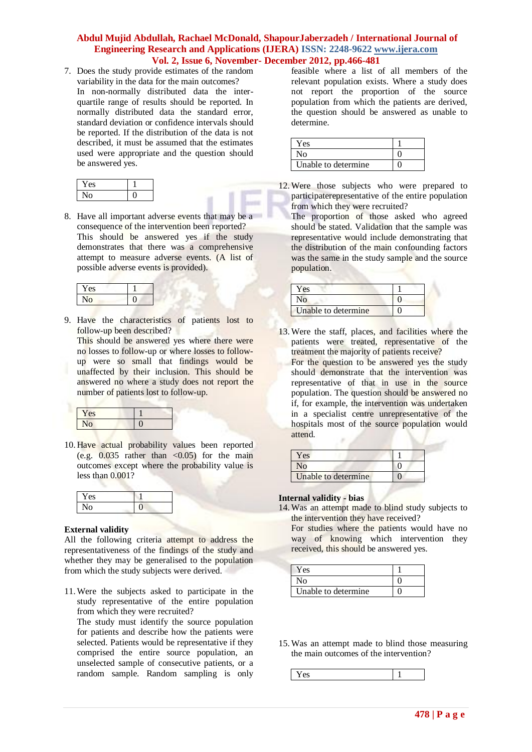7. Does the study provide estimates of the random variability in the data for the main outcomes?
   In non-normally distributed data the inter-quartile range of results should be reported. In normally distributed data the standard error, standard deviation or confidence intervals should be reported. If the distribution of the data is not described, it must be assumed that the estimates used were appropriate and the question should be answered yes.

| Yes | 1 |
|---|---|
| No | 0 |

8. Have all important adverse events that may be a consequence of the intervention been reported?
   This should be answered yes if the study demonstrates that there was a comprehensive attempt to measure adverse events. (A list of possible adverse events is provided).

| Yes | 1 |
|---|---|
| No | 0 |

9. Have the characteristics of patients lost to follow-up been described?
   This should be answered yes where there were no losses to follow-up or where losses to follow-up were so small that findings would be unaffected by their inclusion. This should be answered no where a study does not report the number of patients lost to follow-up.

| Yes | 1 |
|---|---|
| No | 0 |

10. Have actual probability values been reported (e.g. 0.035 rather than <0.05) for the main outcomes except where the probability value is less than 0.001?

| Yes | 1 |
|---|---|
| No | 0 |

**External validity**

All the following criteria attempt to address the representativeness of the findings of the study and whether they may be generalised to the population from which the study subjects were derived.

11. Were the subjects asked to participate in the study representative of the entire population from which they were recruited?
    The study must identify the source population for patients and describe how the patients were selected. Patients would be representative if they comprised the entire source population, an unselected sample of consecutive patients, or a random sample. Random sampling is only feasible where a list of all members of the relevant population exists. Where a study does not report the proportion of the source population from which the patients are derived, the question should be answered as unable to determine.

| Yes | 1 |
|---|---|
| No | 0 |
| Unable to determine | 0 |

12. Were those subjects who were prepared to participaterepresentative of the entire population from which they were recruited?
    The proportion of those asked who agreed should be stated. Validation that the sample was representative would include demonstrating that the distribution of the main confounding factors was the same in the study sample and the source population.

| Yes | 1 |
|---|---|
| No | 0 |
| Unable to determine | 0 |

13. Were the staff, places, and facilities where the patients were treated, representative of the treatment the majority of patients receive?
    For the question to be answered yes the study should demonstrate that the intervention was representative of that in use in the source population. The question should be answered no if, for example, the intervention was undertaken in a specialist centre unrepresentative of the hospitals most of the source population would attend.

| Yes | 1 |
|---|---|
| No | 0 |
| Unable to determine | 0 |

**Internal validity - bias**

14. Was an attempt made to blind study subjects to the intervention they have received?
    For studies where the patients would have no way of knowing which intervention they received, this should be answered yes.

| Yes | 1 |
|---|---|
| No | 0 |
| Unable to determine | 0 |

15. Was an attempt made to blind those measuring the main outcomes of the intervention?

| Yes | 1 |
|---|---|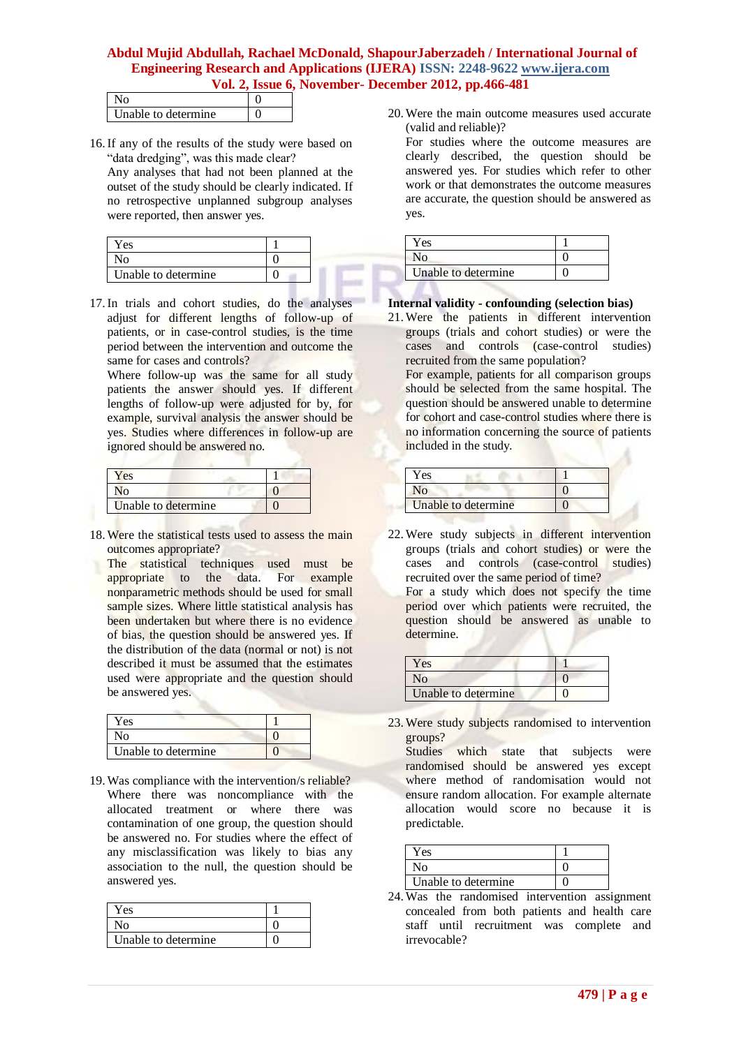| | |
|---|---|
| No | 0 |
| Unable to determine | 0 |

16. If any of the results of the study were based on "data dredging", was this made clear?
    Any analyses that had not been planned at the outset of the study should be clearly indicated. If no retrospective unplanned subgroup analyses were reported, then answer yes.

| | |
|---|---|
| Yes | 1 |
| No | 0 |
| Unable to determine | 0 |

17. In trials and cohort studies, do the analyses adjust for different lengths of follow-up of patients, or in case-control studies, is the time period between the intervention and outcome the same for cases and controls?
    Where follow-up was the same for all study patients the answer should yes. If different lengths of follow-up were adjusted for by, for example, survival analysis the answer should be yes. Studies where differences in follow-up are ignored should be answered no.

| | |
|---|---|
| Yes | 1 |
| No | 0 |
| Unable to determine | 0 |

18. Were the statistical tests used to assess the main outcomes appropriate?
    The statistical techniques used must be appropriate to the data. For example nonparametric methods should be used for small sample sizes. Where little statistical analysis has been undertaken but where there is no evidence of bias, the question should be answered yes. If the distribution of the data (normal or not) is not described it must be assumed that the estimates used were appropriate and the question should be answered yes.

| | |
|---|---|
| Yes | 1 |
| No | 0 |
| Unable to determine | 0 |

19. Was compliance with the intervention/s reliable?
    Where there was noncompliance with the allocated treatment or where there was contamination of one group, the question should be answered no. For studies where the effect of any misclassification was likely to bias any association to the null, the question should be answered yes.

| | |
|---|---|
| Yes | 1 |
| No | 0 |
| Unable to determine | 0 |

20. Were the main outcome measures used accurate (valid and reliable)?
    For studies where the outcome measures are clearly described, the question should be answered yes. For studies which refer to other work or that demonstrates the outcome measures are accurate, the question should be answered as yes.

| | |
|---|---|
| Yes | 1 |
| No | 0 |
| Unable to determine | 0 |

**Internal validity - confounding (selection bias)**

21. Were the patients in different intervention groups (trials and cohort studies) or were the cases and controls (case-control studies) recruited from the same population?
    For example, patients for all comparison groups should be selected from the same hospital. The question should be answered unable to determine for cohort and case-control studies where there is no information concerning the source of patients included in the study.

| | |
|---|---|
| Yes | 1 |
| No | 0 |
| Unable to determine | 0 |

22. Were study subjects in different intervention groups (trials and cohort studies) or were the cases and controls (case-control studies) recruited over the same period of time?
    For a study which does not specify the time period over which patients were recruited, the question should be answered as unable to determine.

| | |
|---|---|
| Yes | 1 |
| No | 0 |
| Unable to determine | 0 |

23. Were study subjects randomised to intervention groups?
    Studies which state that subjects were randomised should be answered yes except where method of randomisation would not ensure random allocation. For example alternate allocation would score no because it is predictable.

| | |
|---|---|
| Yes | 1 |
| No | 0 |
| Unable to determine | 0 |

24. Was the randomised intervention assignment concealed from both patients and health care staff until recruitment was complete and irrevocable?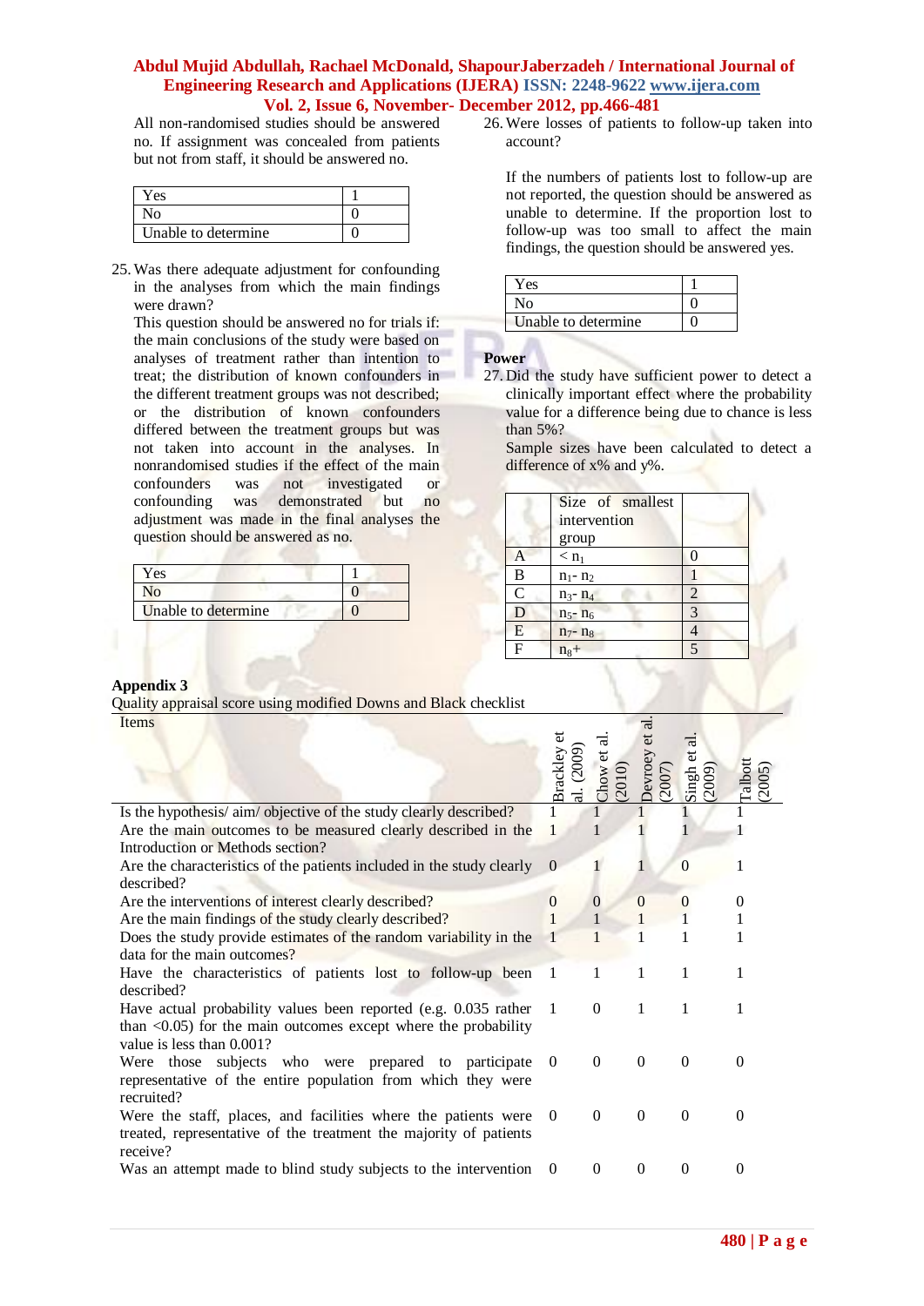All non-randomised studies should be answered no. If assignment was concealed from patients but not from staff, it should be answered no.

| Yes | 1 |
|---|---|
| No | 0 |
| Unable to determine | 0 |

25. Was there adequate adjustment for confounding in the analyses from which the main findings were drawn?
This question should be answered no for trials if: the main conclusions of the study were based on analyses of treatment rather than intention to treat; the distribution of known confounders in the different treatment groups was not described; or the distribution of known confounders differed between the treatment groups but was not taken into account in the analyses. In nonrandomised studies if the effect of the main confounders was not investigated or confounding was demonstrated but no adjustment was made in the final analyses the question should be answered as no.

| Yes | 1 |
|---|---|
| No | 0 |
| Unable to determine | 0 |

26. Were losses of patients to follow-up taken into account?

If the numbers of patients lost to follow-up are not reported, the question should be answered as unable to determine. If the proportion lost to follow-up was too small to affect the main findings, the question should be answered yes.

| Yes | 1 |
|---|---|
| No | 0 |
| Unable to determine | 0 |

**Power**

27. Did the study have sufficient power to detect a clinically important effect where the probability value for a difference being due to chance is less than 5%?
Sample sizes have been calculated to detect a difference of x% and y%.

| | Size of smallest intervention group | |
|---|---|---|
| A | $< n_1$ | 0 |
| B | $n_1 - n_2$ | 1 |
| C | $n_3 - n_4$ | 2 |
| D | $n_5 - n_6$ | 3 |
| E | $n_7 - n_8$ | 4 |
| F | $n_8+$ | 5 |

**Appendix 3**

Quality appraisal score using modified Downs and Black checklist

| Items | Brackley et al. (2009) | Chow et al. (2010) | Devroey et al. (2007) | Singh et al. (2009) | Talbott (2005) |
|---|---|---|---|---|---|
| Is the hypothesis/ aim/ objective of the study clearly described? | 1 | 1 | 1 | 1 | 1 |
| Are the main outcomes to be measured clearly described in the Introduction or Methods section? | 1 | 1 | 1 | 1 | 1 |
| Are the characteristics of the patients included in the study clearly described? | 0 | 1 | 1 | 0 | 1 |
| Are the interventions of interest clearly described? | 0 | 0 | 0 | 0 | 0 |
| Are the main findings of the study clearly described? | 1 | 1 | 1 | 1 | 1 |
| Does the study provide estimates of the random variability in the data for the main outcomes? | 1 | 1 | 1 | 1 | 1 |
| Have the characteristics of patients lost to follow-up been described? | 1 | 1 | 1 | 1 | 1 |
| Have actual probability values been reported (e.g. 0.035 rather than <0.05) for the main outcomes except where the probability value is less than 0.001? | 1 | 0 | 1 | 1 | 1 |
| Were those subjects who were prepared to participate representative of the entire population from which they were recruited? | 0 | 0 | 0 | 0 | 0 |
| Were the staff, places, and facilities where the patients were treated, representative of the treatment the majority of patients receive? | 0 | 0 | 0 | 0 | 0 |
| Was an attempt made to blind study subjects to the intervention | 0 | 0 | 0 | 0 | 0 |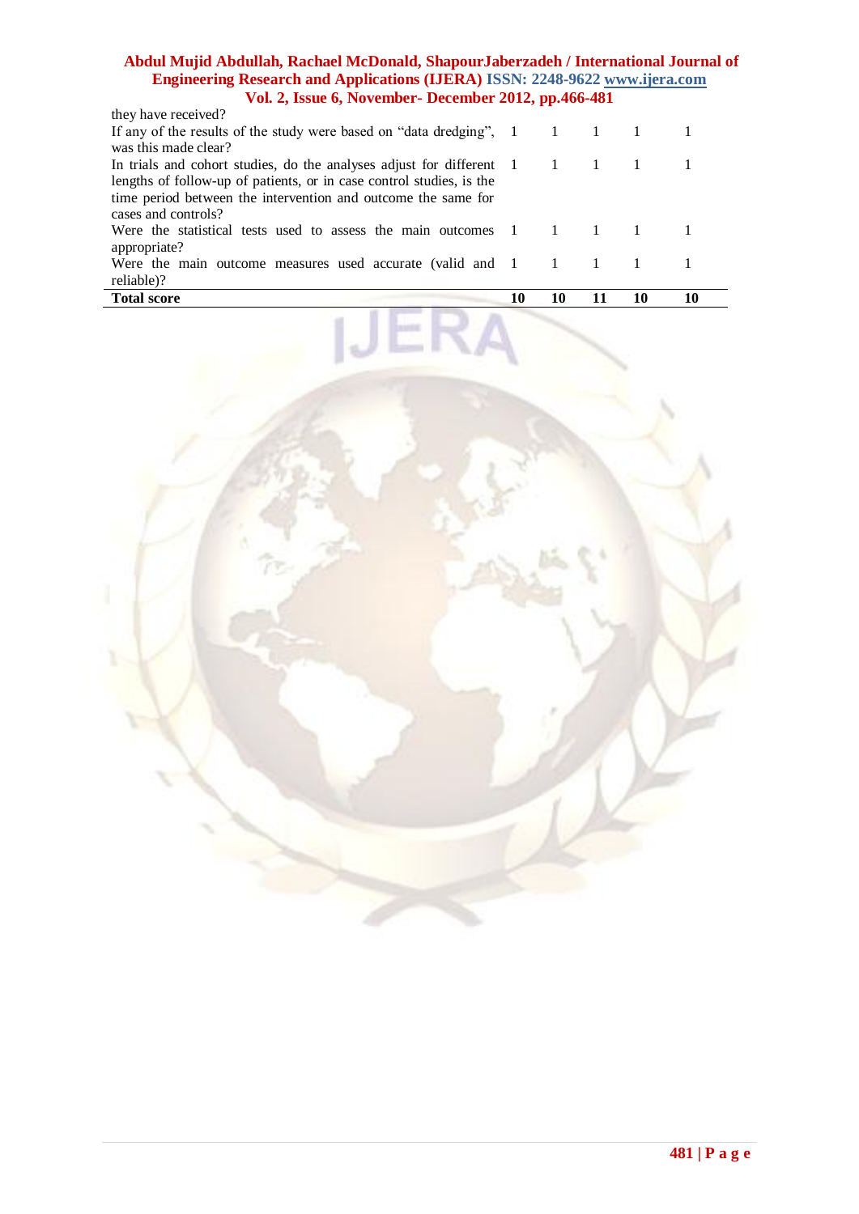| | | | | | |
|---|---|---|---|---|---|
| they have received? | | | | | |
| If any of the results of the study were based on “data dredging”, was this made clear? | 1 | 1 | 1 | 1 | 1 |
| In trials and cohort studies, do the analyses adjust for different lengths of follow-up of patients, or in case control studies, is the time period between the intervention and outcome the same for cases and controls? | 1 | 1 | 1 | 1 | 1 |
| Were the statistical tests used to assess the main outcomes appropriate? | 1 | 1 | 1 | 1 | 1 |
| Were the main outcome measures used accurate (valid and reliable)? | 1 | 1 | 1 | 1 | 1 |
| **Total score** | **10** | **10** | **11** | **10** | **10** |